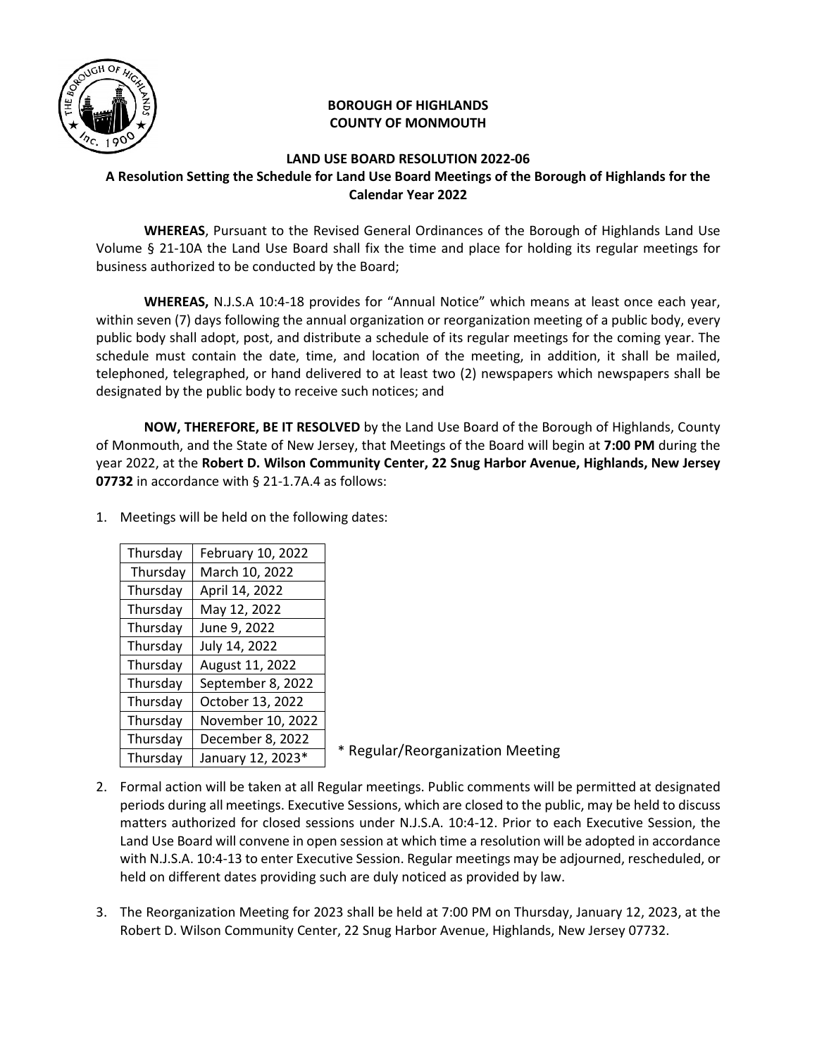**BOROUGH OF HIGHLANDS**
**COUNTY OF MONMOUTH**

**LAND USE BOARD RESOLUTION 2022-06**

**A Resolution Setting the Schedule for Land Use Board Meetings of the Borough of Highlands for the Calendar Year 2022**

**WHEREAS**, Pursuant to the Revised General Ordinances of the Borough of Highlands Land Use Volume § 21-10A the Land Use Board shall fix the time and place for holding its regular meetings for business authorized to be conducted by the Board;

**WHEREAS,** N.J.S.A 10:4-18 provides for "Annual Notice" which means at least once each year, within seven (7) days following the annual organization or reorganization meeting of a public body, every public body shall adopt, post, and distribute a schedule of its regular meetings for the coming year. The schedule must contain the date, time, and location of the meeting, in addition, it shall be mailed, telephoned, telegraphed, or hand delivered to at least two (2) newspapers which newspapers shall be designated by the public body to receive such notices; and

**NOW, THEREFORE, BE IT RESOLVED** by the Land Use Board of the Borough of Highlands, County of Monmouth, and the State of New Jersey, that Meetings of the Board will begin at **7:00 PM** during the year 2022, at the **Robert D. Wilson Community Center, 22 Snug Harbor Avenue, Highlands, New Jersey 07732** in accordance with § 21-1.7A.4 as follows:

1. Meetings will be held on the following dates:

| Thursday | February 10, 2022 |
|---|---|
| Thursday | March 10, 2022 |
| Thursday | April 14, 2022 |
| Thursday | May 12, 2022 |
| Thursday | June 9, 2022 |
| Thursday | July 14, 2022 |
| Thursday | August 11, 2022 |
| Thursday | September 8, 2022 |
| Thursday | October 13, 2022 |
| Thursday | November 10, 2022 |
| Thursday | December 8, 2022 |
| Thursday | January 12, 2023* |

\* Regular/Reorganization Meeting

2. Formal action will be taken at all Regular meetings. Public comments will be permitted at designated periods during all meetings. Executive Sessions, which are closed to the public, may be held to discuss matters authorized for closed sessions under N.J.S.A. 10:4-12. Prior to each Executive Session, the Land Use Board will convene in open session at which time a resolution will be adopted in accordance with N.J.S.A. 10:4-13 to enter Executive Session. Regular meetings may be adjourned, rescheduled, or held on different dates providing such are duly noticed as provided by law.

3. The Reorganization Meeting for 2023 shall be held at 7:00 PM on Thursday, January 12, 2023, at the Robert D. Wilson Community Center, 22 Snug Harbor Avenue, Highlands, New Jersey 07732.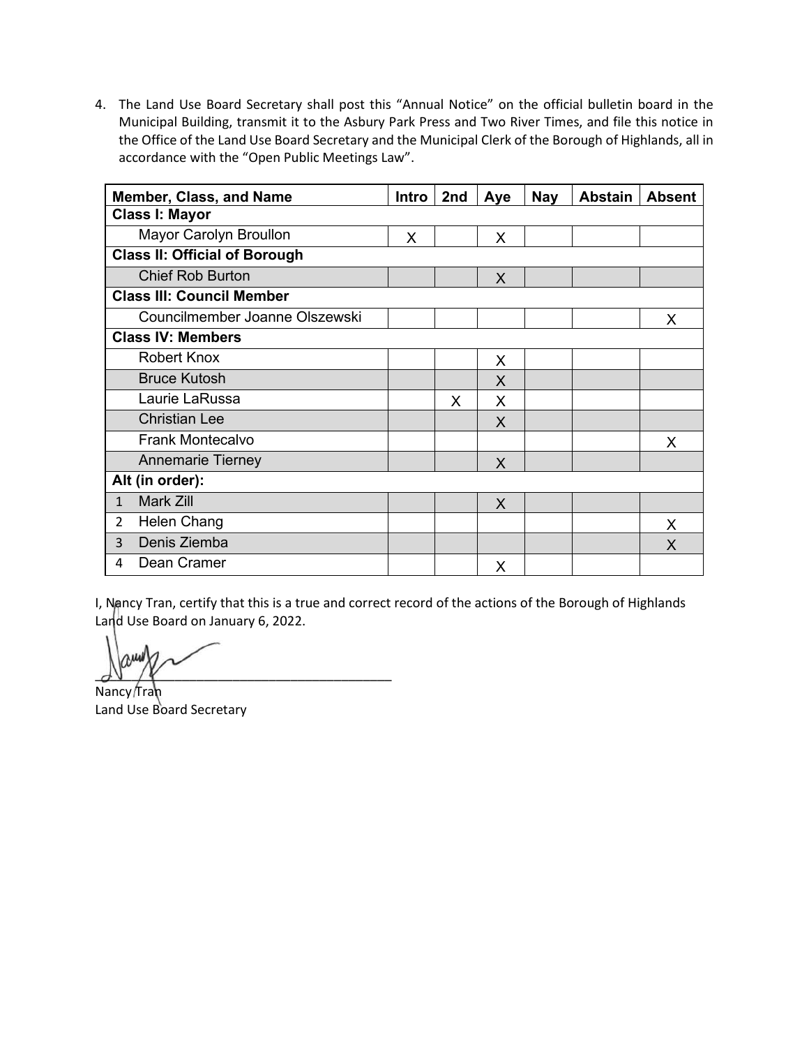4. The Land Use Board Secretary shall post this "Annual Notice" on the official bulletin board in the Municipal Building, transmit it to the Asbury Park Press and Two River Times, and file this notice in the Office of the Land Use Board Secretary and the Municipal Clerk of the Borough of Highlands, all in accordance with the "Open Public Meetings Law".

| Member, Class, and Name | Intro | 2nd | Aye | Nay | Abstain | Absent |
|---|---|---|---|---|---|---|
| **Class I: Mayor** | | | | | | |
| Mayor Carolyn Broullon | X | | X | | | |
| **Class II: Official of Borough** | | | | | | |
| Chief Rob Burton | | | X | | | |
| **Class III: Council Member** | | | | | | |
| Councilmember Joanne Olszewski | | | | | | X |
| **Class IV: Members** | | | | | | |
| Robert Knox | | | X | | | |
| Bruce Kutosh | | | X | | | |
| Laurie LaRussa | | X | X | | | |
| Christian Lee | | | X | | | |
| Frank Montecalvo | | | | | | X |
| Annemarie Tierney | | | X | | | |
| **Alt (in order):** | | | | | | |
| 1 Mark Zill | | | X | | | |
| 2 Helen Chang | | | | | | X |
| 3 Denis Ziemba | | | | | | X |
| 4 Dean Cramer | | | X | | | |

I, Nancy Tran, certify that this is a true and correct record of the actions of the Borough of Highlands Land Use Board on January 6, 2022.

Nancy Tran
Land Use Board Secretary